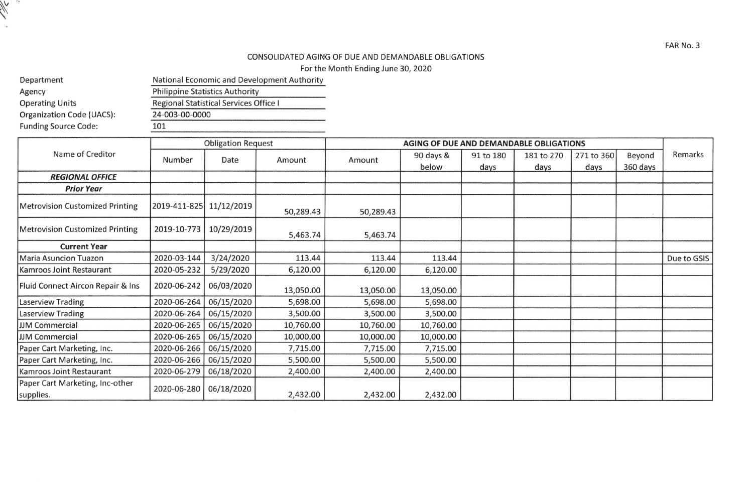FAR No. 3

# CONSOLIDATED AGING OF DUE AND DEMANDABLE OBLIGATIONS

For the Month Ending June 30, 2020

| | |
|---|---|
| Department | National Economic and Development Authority |
| Agency | Philippine Statistics Authority |
| Operating Units | Regional Statistical Services Office I |
| Organization Code (UACS): | 24-003-00-0000 |
| Funding Source Code: | 101 |

| Name of Creditor | Obligation Request | | | AGING OF DUE AND DEMANDABLE OBLIGATIONS | | | | | | Remarks |
|---|---|---|---|---|---|---|---|---|---|---|
| | Number | Date | Amount | Amount | 90 days & below | 91 to 180 days | 181 to 270 days | 271 to 360 days | Beyond 360 days | |
| ***REGIONAL OFFICE*** | | | | | | | | | | |
| ***Prior Year*** | | | | | | | | | | |
| Metrovision Customized Printing | 2019-411-825 | 11/12/2019 | 50,289.43 | 50,289.43 | | | | | | |
| Metrovision Customized Printing | 2019-10-773 | 10/29/2019 | 5,463.74 | 5,463.74 | | | | | | |
| **Current Year** | | | | | | | | | | |
| Maria Asuncion Tuazon | 2020-03-144 | 3/24/2020 | 113.44 | 113.44 | 113.44 | | | | | Due to GSIS |
| Kamroos Joint Restaurant | 2020-05-232 | 5/29/2020 | 6,120.00 | 6,120.00 | 6,120.00 | | | | | |
| Fluid Connect Aircon Repair & Ins | 2020-06-242 | 06/03/2020 | 13,050.00 | 13,050.00 | 13,050.00 | | | | | |
| Laserview Trading | 2020-06-264 | 06/15/2020 | 5,698.00 | 5,698.00 | 5,698.00 | | | | | |
| Laserview Trading | 2020-06-264 | 06/15/2020 | 3,500.00 | 3,500.00 | 3,500.00 | | | | | |
| JJM Commercial | 2020-06-265 | 06/15/2020 | 10,760.00 | 10,760.00 | 10,760.00 | | | | | |
| JJM Commercial | 2020-06-265 | 06/15/2020 | 10,000.00 | 10,000.00 | 10,000.00 | | | | | |
| Paper Cart Marketing, Inc. | 2020-06-266 | 06/15/2020 | 7,715.00 | 7,715.00 | 7,715.00 | | | | | |
| Paper Cart Marketing, Inc. | 2020-06-266 | 06/15/2020 | 5,500.00 | 5,500.00 | 5,500.00 | | | | | |
| Kamroos Joint Restaurant | 2020-06-279 | 06/18/2020 | 2,400.00 | 2,400.00 | 2,400.00 | | | | | |
| Paper Cart Marketing, Inc-other supplies. | 2020-06-280 | 06/18/2020 | 2,432.00 | 2,432.00 | 2,432.00 | | | | | |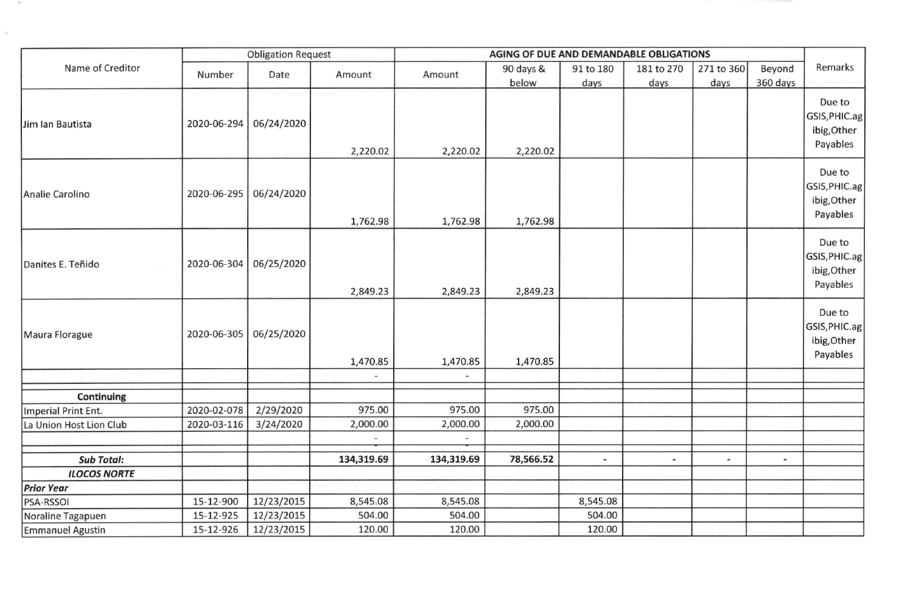| Name of Creditor | Obligation Request | | | AGING OF DUE AND DEMANDABLE OBLIGATIONS | | | | | | Remarks |
|---|---|---|---|---|---|---|---|---|---|---|
| | Number | Date | Amount | Amount | 90 days & below | 91 to 180 days | 181 to 270 days | 271 to 360 days | Beyond 360 days | |
| Jim Ian Bautista | 2020-06-294 | 06/24/2020 | 2,220.02 | 2,220.02 | 2,220.02 | | | | | Due to GSIS,PHIC.agibig,Other Payables |
| Analie Carolino | 2020-06-295 | 06/24/2020 | 1,762.98 | 1,762.98 | 1,762.98 | | | | | Due to GSIS,PHIC.agibig,Other Payables |
| Danites E. Teñido | 2020-06-304 | 06/25/2020 | 2,849.23 | 2,849.23 | 2,849.23 | | | | | Due to GSIS,PHIC.agibig,Other Payables |
| Maura Florague | 2020-06-305 | 06/25/2020 | 1,470.85 | 1,470.85 | 1,470.85 | | | | | Due to GSIS,PHIC.agibig,Other Payables |
| | | | - | - | | | | | | |
| **Continuing** | | | | | | | | | | |
| Imperial Print Ent. | 2020-02-078 | 2/29/2020 | 975.00 | 975.00 | 975.00 | | | | | |
| La Union Host Lion Club | 2020-03-116 | 3/24/2020 | 2,000.00 | 2,000.00 | 2,000.00 | | | | | |
| | | | - | - | | | | | | |
| ***Sub Total:*** | | | **134,319.69** | **134,319.69** | **78,566.52** | - | - | - | - | |
| ***ILOCOS NORTE*** | | | | | | | | | | |
| ***Prior Year*** | | | | | | | | | | |
| PSA-RSSOI | 15-12-900 | 12/23/2015 | 8,545.08 | 8,545.08 | | 8,545.08 | | | | |
| Noraline Tagapuen | 15-12-925 | 12/23/2015 | 504.00 | 504.00 | | 504.00 | | | | |
| Emmanuel Agustin | 15-12-926 | 12/23/2015 | 120.00 | 120.00 | | 120.00 | | | | |